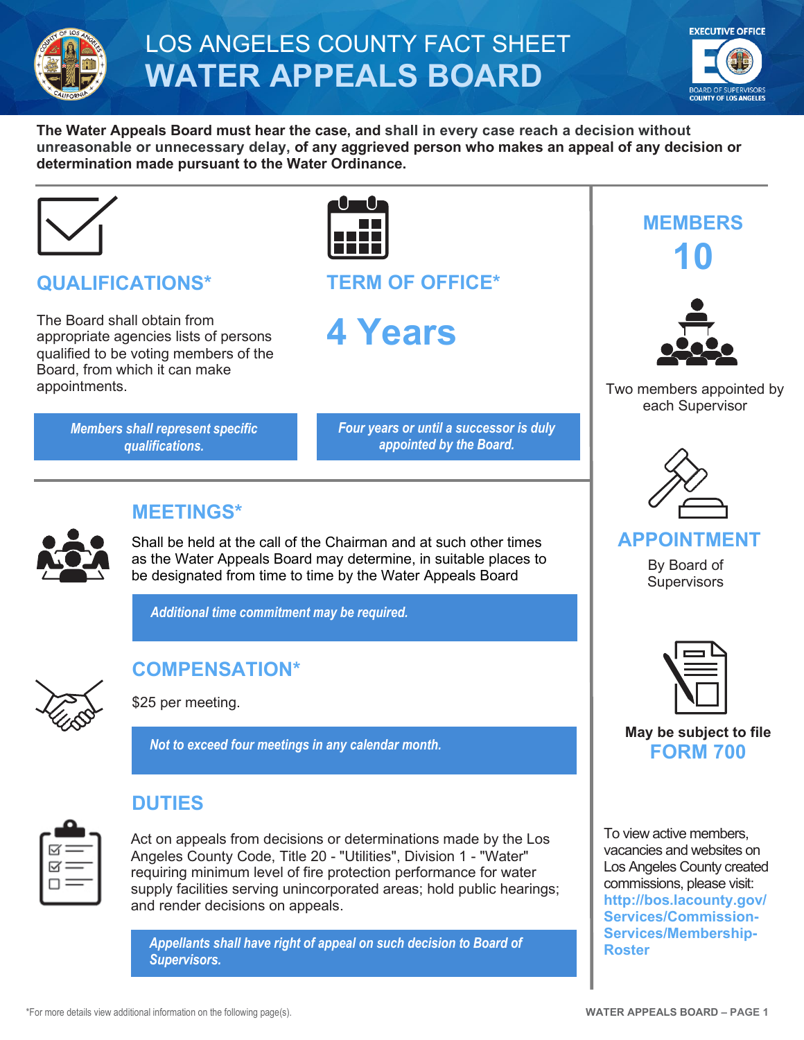# LOS ANGELES COUNTY FACT SHEET

# WATER APPEALS BOARD

**The Water Appeals Board must hear the case, and shall in every case reach a decision without unreasonable or unnecessary delay, of any aggrieved person who makes an appeal of any decision or determination made pursuant to the Water Ordinance.**

## QUALIFICATIONS*

The Board shall obtain from appropriate agencies lists of persons qualified to be voting members of the Board, from which it can make appointments.

*Members shall represent specific qualifications.*

## TERM OF OFFICE*

# 4 Years

*Four years or until a successor is duly appointed by the Board.*

## MEETINGS*

Shall be held at the call of the Chairman and at such other times as the Water Appeals Board may determine, in suitable places to be designated from time to time by the Water Appeals Board

*Additional time commitment may be required.*

## COMPENSATION*

$25 per meeting.

*Not to exceed four meetings in any calendar month.*

## DUTIES

Act on appeals from decisions or determinations made by the Los Angeles County Code, Title 20 - "Utilities", Division 1 - "Water" requiring minimum level of fire protection performance for water supply facilities serving unincorporated areas; hold public hearings; and render decisions on appeals.

*Appellants shall have right of appeal on such decision to Board of Supervisors.*

## MEMBERS

# 10

Two members appointed by each Supervisor

## APPOINTMENT

By Board of Supervisors

**May be subject to file**

## FORM 700

To view active members, vacancies and websites on Los Angeles County created commissions, please visit: **http://bos.lacounty.gov/Services/Commission-Services/Membership-Roster**

*For more details view additional information on the following page(s).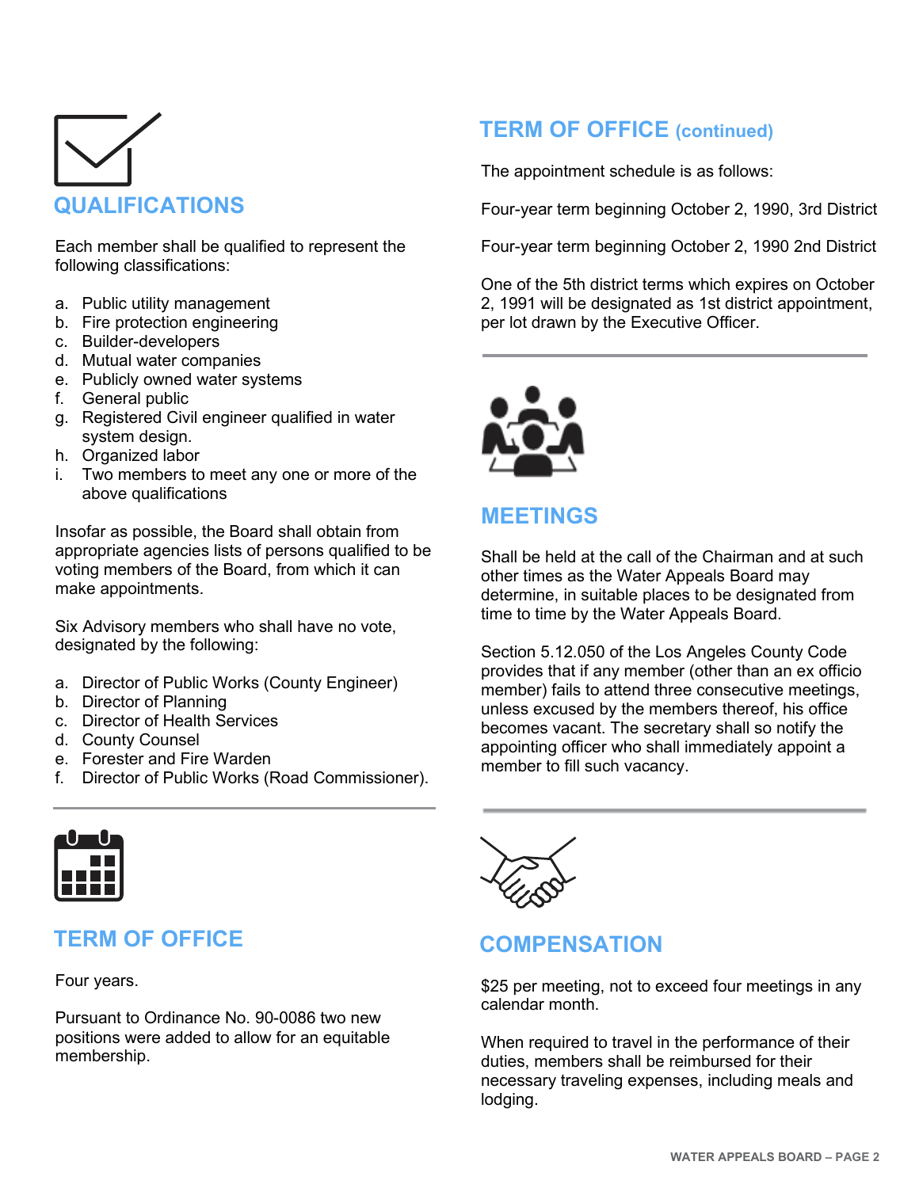## QUALIFICATIONS

Each member shall be qualified to represent the following classifications:

a. Public utility management
b. Fire protection engineering
c. Builder-developers
d. Mutual water companies
e. Publicly owned water systems
f. General public
g. Registered Civil engineer qualified in water system design.
h. Organized labor
i. Two members to meet any one or more of the above qualifications

Insofar as possible, the Board shall obtain from appropriate agencies lists of persons qualified to be voting members of the Board, from which it can make appointments.

Six Advisory members who shall have no vote, designated by the following:

a. Director of Public Works (County Engineer)
b. Director of Planning
c. Director of Health Services
d. County Counsel
e. Forester and Fire Warden
f. Director of Public Works (Road Commissioner).

## TERM OF OFFICE

Four years.

Pursuant to Ordinance No. 90-0086 two new positions were added to allow for an equitable membership.

## TERM OF OFFICE (continued)

The appointment schedule is as follows:

Four-year term beginning October 2, 1990, 3rd District

Four-year term beginning October 2, 1990 2nd District

One of the 5th district terms which expires on October 2, 1991 will be designated as 1st district appointment, per lot drawn by the Executive Officer.

## MEETINGS

Shall be held at the call of the Chairman and at such other times as the Water Appeals Board may determine, in suitable places to be designated from time to time by the Water Appeals Board.

Section 5.12.050 of the Los Angeles County Code provides that if any member (other than an ex officio member) fails to attend three consecutive meetings, unless excused by the members thereof, his office becomes vacant. The secretary shall so notify the appointing officer who shall immediately appoint a member to fill such vacancy.

## COMPENSATION

$25 per meeting, not to exceed four meetings in any calendar month.

When required to travel in the performance of their duties, members shall be reimbursed for their necessary traveling expenses, including meals and lodging.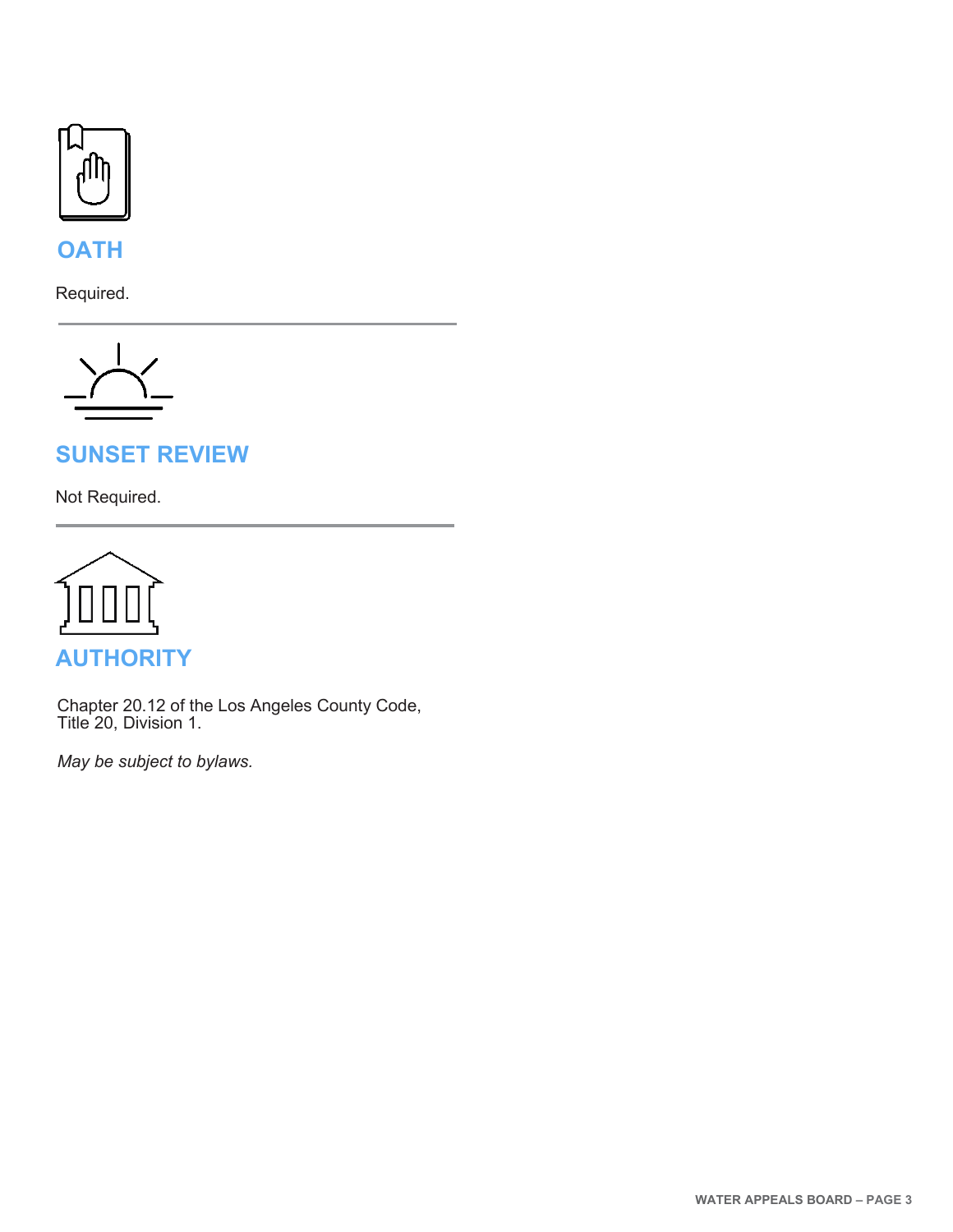## OATH

Required.

---

## SUNSET REVIEW

Not Required.

---

## AUTHORITY

Chapter 20.12 of the Los Angeles County Code, Title 20, Division 1.

*May be subject to bylaws.*